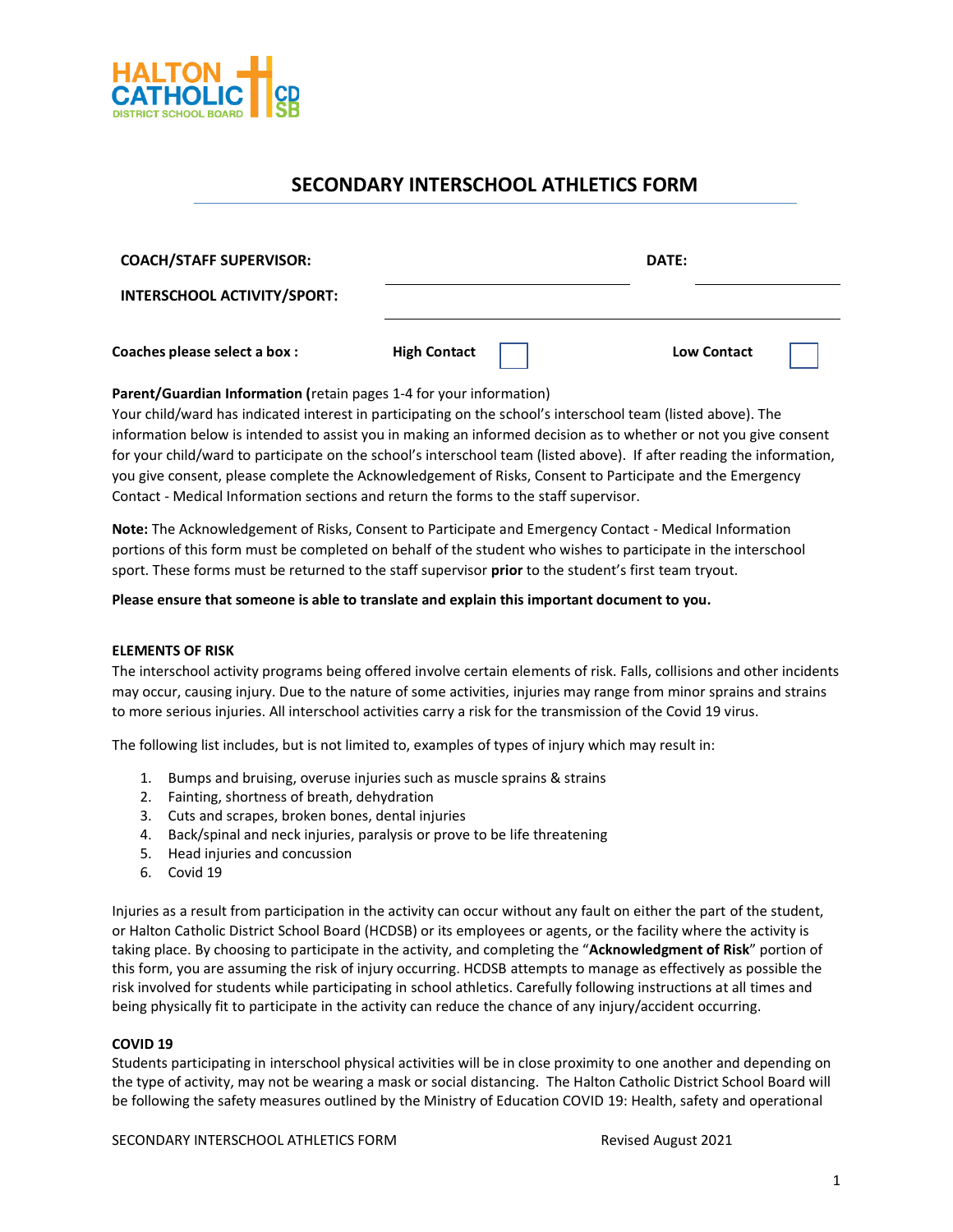# SECONDARY INTERSCHOOL ATHLETICS FORM

**COACH/STAFF SUPERVISOR:** ______________________ **DATE:** ______________

**INTERSCHOOL ACTIVITY/SPORT:** ______________________

**Coaches please select a box :** **High Contact** ☐ **Low Contact** ☐

**Parent/Guardian Information (**retain pages 1-4 for your information)
Your child/ward has indicated interest in participating on the school's interschool team (listed above). The information below is intended to assist you in making an informed decision as to whether or not you give consent for your child/ward to participate on the school's interschool team (listed above). If after reading the information, you give consent, please complete the Acknowledgement of Risks, Consent to Participate and the Emergency Contact - Medical Information sections and return the forms to the staff supervisor.

**Note:** The Acknowledgement of Risks, Consent to Participate and Emergency Contact - Medical Information portions of this form must be completed on behalf of the student who wishes to participate in the interschool sport. These forms must be returned to the staff supervisor **prior** to the student's first team tryout.

**Please ensure that someone is able to translate and explain this important document to you.**

## ELEMENTS OF RISK

The interschool activity programs being offered involve certain elements of risk. Falls, collisions and other incidents may occur, causing injury. Due to the nature of some activities, injuries may range from minor sprains and strains to more serious injuries. All interschool activities carry a risk for the transmission of the Covid 19 virus.

The following list includes, but is not limited to, examples of types of injury which may result in:

1. Bumps and bruising, overuse injuries such as muscle sprains & strains
2. Fainting, shortness of breath, dehydration
3. Cuts and scrapes, broken bones, dental injuries
4. Back/spinal and neck injuries, paralysis or prove to be life threatening
5. Head injuries and concussion
6. Covid 19

Injuries as a result from participation in the activity can occur without any fault on either the part of the student, or Halton Catholic District School Board (HCDSB) or its employees or agents, or the facility where the activity is taking place. By choosing to participate in the activity, and completing the "**Acknowledgment of Risk**" portion of this form, you are assuming the risk of injury occurring. HCDSB attempts to manage as effectively as possible the risk involved for students while participating in school athletics. Carefully following instructions at all times and being physically fit to participate in the activity can reduce the chance of any injury/accident occurring.

## COVID 19

Students participating in interschool physical activities will be in close proximity to one another and depending on the type of activity, may not be wearing a mask or social distancing. The Halton Catholic District School Board will be following the safety measures outlined by the Ministry of Education COVID 19: Health, safety and operational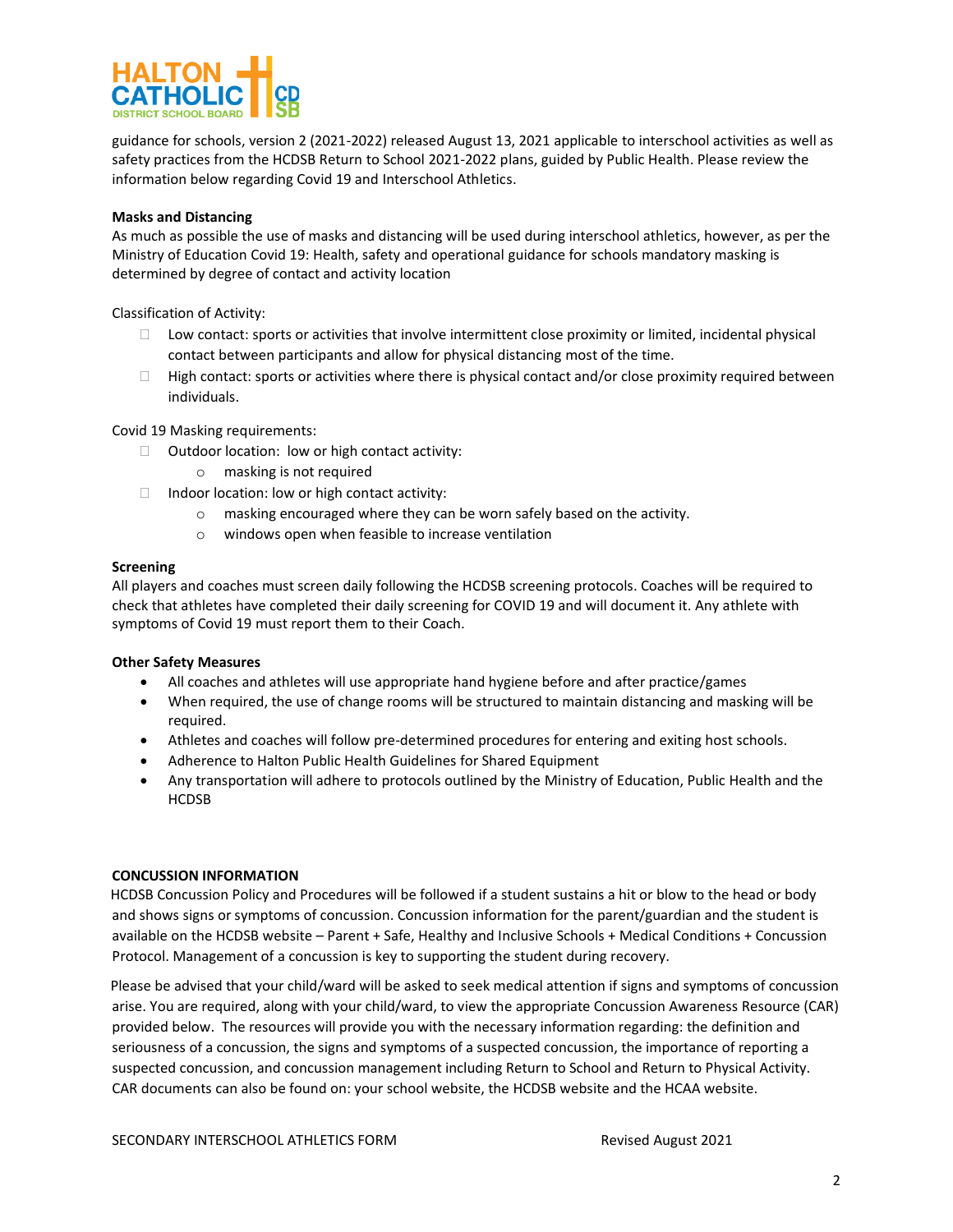guidance for schools, version 2 (2021-2022) released August 13, 2021 applicable to interschool activities as well as safety practices from the HCDSB Return to School 2021-2022 plans, guided by Public Health. Please review the information below regarding Covid 19 and Interschool Athletics.

**Masks and Distancing**

As much as possible the use of masks and distancing will be used during interschool athletics, however, as per the Ministry of Education Covid 19: Health, safety and operational guidance for schools mandatory masking is determined by degree of contact and activity location

Classification of Activity:

- Low contact: sports or activities that involve intermittent close proximity or limited, incidental physical contact between participants and allow for physical distancing most of the time.
- High contact: sports or activities where there is physical contact and/or close proximity required between individuals.

Covid 19 Masking requirements:

- Outdoor location: low or high contact activity:
  - masking is not required
- Indoor location: low or high contact activity:
  - masking encouraged where they can be worn safely based on the activity.
  - windows open when feasible to increase ventilation

**Screening**

All players and coaches must screen daily following the HCDSB screening protocols. Coaches will be required to check that athletes have completed their daily screening for COVID 19 and will document it. Any athlete with symptoms of Covid 19 must report them to their Coach.

**Other Safety Measures**

- All coaches and athletes will use appropriate hand hygiene before and after practice/games
- When required, the use of change rooms will be structured to maintain distancing and masking will be required.
- Athletes and coaches will follow pre-determined procedures for entering and exiting host schools.
- Adherence to Halton Public Health Guidelines for Shared Equipment
- Any transportation will adhere to protocols outlined by the Ministry of Education, Public Health and the HCDSB

**CONCUSSION INFORMATION**

HCDSB Concussion Policy and Procedures will be followed if a student sustains a hit or blow to the head or body and shows signs or symptoms of concussion. Concussion information for the parent/guardian and the student is available on the HCDSB website – Parent + Safe, Healthy and Inclusive Schools + Medical Conditions + Concussion Protocol. Management of a concussion is key to supporting the student during recovery.

Please be advised that your child/ward will be asked to seek medical attention if signs and symptoms of concussion arise. You are required, along with your child/ward, to view the appropriate Concussion Awareness Resource (CAR) provided below. The resources will provide you with the necessary information regarding: the definition and seriousness of a concussion, the signs and symptoms of a suspected concussion, the importance of reporting a suspected concussion, and concussion management including Return to School and Return to Physical Activity. CAR documents can also be found on: your school website, the HCDSB website and the HCAA website.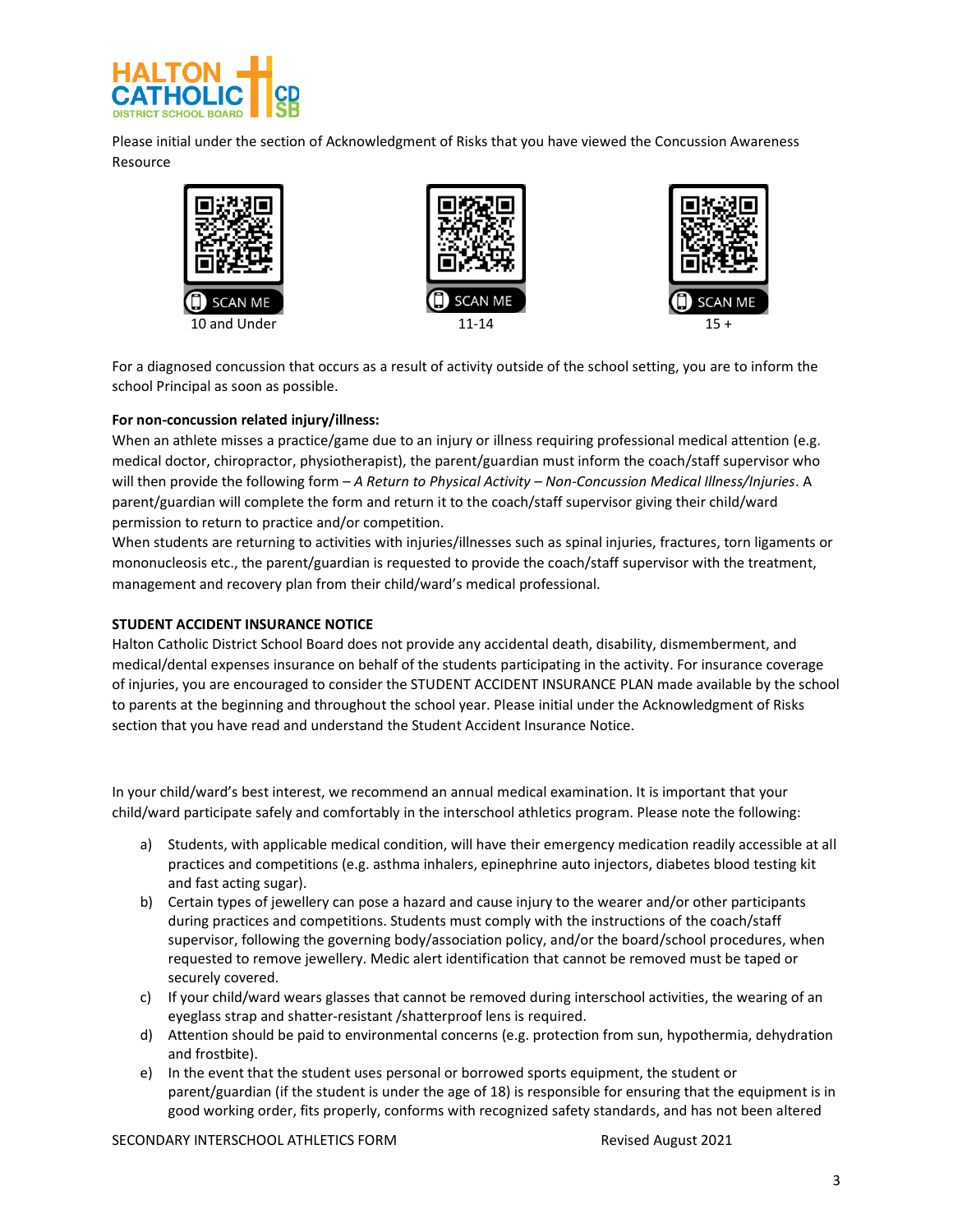Please initial under the section of Acknowledgment of Risks that you have viewed the Concussion Awareness Resource

SCAN ME
10 and Under

SCAN ME
11-14

SCAN ME
15 +

For a diagnosed concussion that occurs as a result of activity outside of the school setting, you are to inform the school Principal as soon as possible.

**For non-concussion related injury/illness:**
When an athlete misses a practice/game due to an injury or illness requiring professional medical attention (e.g. medical doctor, chiropractor, physiotherapist), the parent/guardian must inform the coach/staff supervisor who will then provide the following form – *A Return to Physical Activity – Non-Concussion Medical Illness/Injuries*. A parent/guardian will complete the form and return it to the coach/staff supervisor giving their child/ward permission to return to practice and/or competition.
When students are returning to activities with injuries/illnesses such as spinal injuries, fractures, torn ligaments or mononucleosis etc., the parent/guardian is requested to provide the coach/staff supervisor with the treatment, management and recovery plan from their child/ward's medical professional.

**STUDENT ACCIDENT INSURANCE NOTICE**
Halton Catholic District School Board does not provide any accidental death, disability, dismemberment, and medical/dental expenses insurance on behalf of the students participating in the activity. For insurance coverage of injuries, you are encouraged to consider the STUDENT ACCIDENT INSURANCE PLAN made available by the school to parents at the beginning and throughout the school year. Please initial under the Acknowledgment of Risks section that you have read and understand the Student Accident Insurance Notice.

In your child/ward's best interest, we recommend an annual medical examination. It is important that your child/ward participate safely and comfortably in the interschool athletics program. Please note the following:

a) Students, with applicable medical condition, will have their emergency medication readily accessible at all practices and competitions (e.g. asthma inhalers, epinephrine auto injectors, diabetes blood testing kit and fast acting sugar).
b) Certain types of jewellery can pose a hazard and cause injury to the wearer and/or other participants during practices and competitions. Students must comply with the instructions of the coach/staff supervisor, following the governing body/association policy, and/or the board/school procedures, when requested to remove jewellery. Medic alert identification that cannot be removed must be taped or securely covered.
c) If your child/ward wears glasses that cannot be removed during interschool activities, the wearing of an eyeglass strap and shatter-resistant /shatterproof lens is required.
d) Attention should be paid to environmental concerns (e.g. protection from sun, hypothermia, dehydration and frostbite).
e) In the event that the student uses personal or borrowed sports equipment, the student or parent/guardian (if the student is under the age of 18) is responsible for ensuring that the equipment is in good working order, fits properly, conforms with recognized safety standards, and has not been altered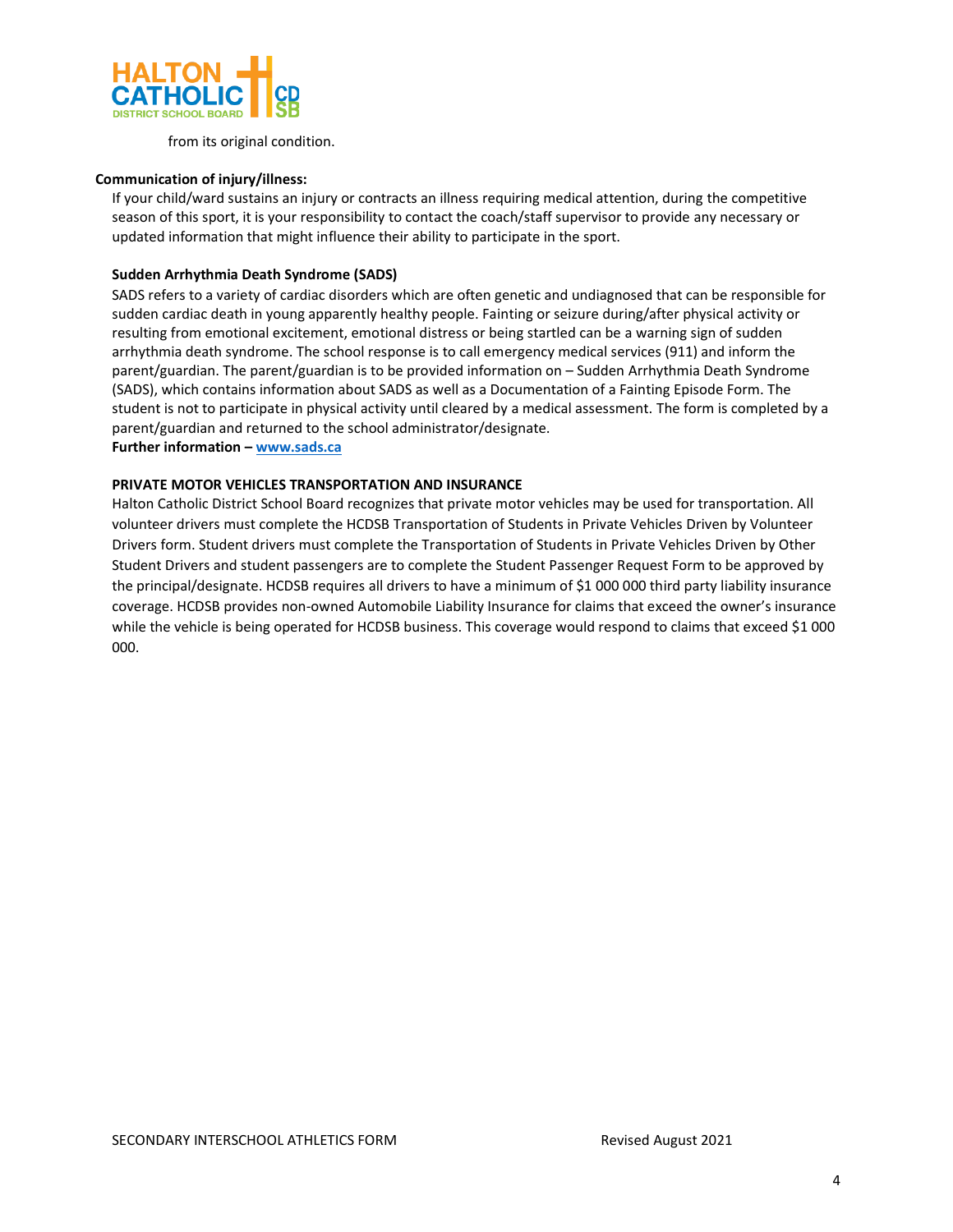from its original condition.

**Communication of injury/illness:**

If your child/ward sustains an injury or contracts an illness requiring medical attention, during the competitive season of this sport, it is your responsibility to contact the coach/staff supervisor to provide any necessary or updated information that might influence their ability to participate in the sport.

**Sudden Arrhythmia Death Syndrome (SADS)**

SADS refers to a variety of cardiac disorders which are often genetic and undiagnosed that can be responsible for sudden cardiac death in young apparently healthy people. Fainting or seizure during/after physical activity or resulting from emotional excitement, emotional distress or being startled can be a warning sign of sudden arrhythmia death syndrome. The school response is to call emergency medical services (911) and inform the parent/guardian. The parent/guardian is to be provided information on – Sudden Arrhythmia Death Syndrome (SADS), which contains information about SADS as well as a Documentation of a Fainting Episode Form. The student is not to participate in physical activity until cleared by a medical assessment. The form is completed by a parent/guardian and returned to the school administrator/designate.

**Further information – [www.sads.ca](http://www.sads.ca)**

**PRIVATE MOTOR VEHICLES TRANSPORTATION AND INSURANCE**

Halton Catholic District School Board recognizes that private motor vehicles may be used for transportation. All volunteer drivers must complete the HCDSB Transportation of Students in Private Vehicles Driven by Volunteer Drivers form. Student drivers must complete the Transportation of Students in Private Vehicles Driven by Other Student Drivers and student passengers are to complete the Student Passenger Request Form to be approved by the principal/designate. HCDSB requires all drivers to have a minimum of $1 000 000 third party liability insurance coverage. HCDSB provides non-owned Automobile Liability Insurance for claims that exceed the owner's insurance while the vehicle is being operated for HCDSB business. This coverage would respond to claims that exceed $1 000 000.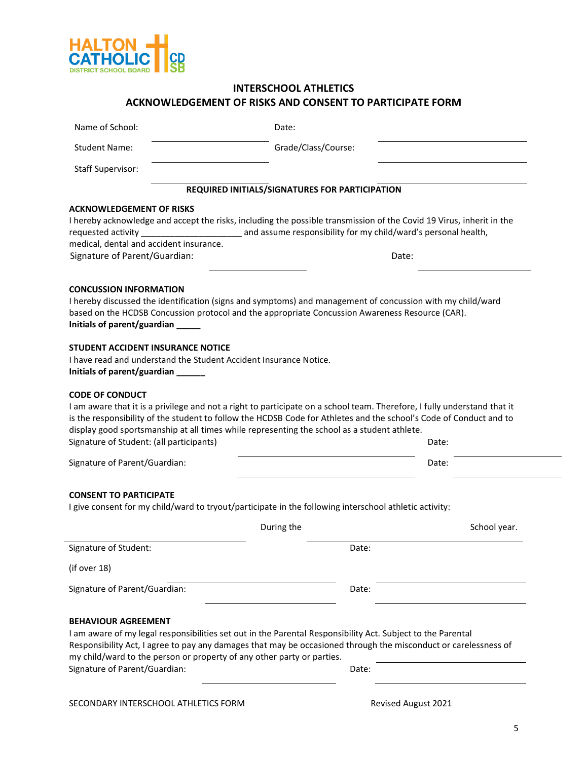HALTON CATHOLIC DISTRICT SCHOOL BOARD HCDSB

## INTERSCHOOL ATHLETICS
## ACKNOWLEDGEMENT OF RISKS AND CONSENT TO PARTICIPATE FORM

Name of School: ____________________ Date: ____________________

Student Name: ____________________ Grade/Class/Course: ____________________

Staff Supervisor: ____________________

**REQUIRED INITIALS/SIGNATURES FOR PARTICIPATION**

**ACKNOWLEDGEMENT OF RISKS**

I hereby acknowledge and accept the risks, including the possible transmission of the Covid 19 Virus, inherit in the requested activity ____________________ and assume responsibility for my child/ward's personal health, medical, dental and accident insurance.

Signature of Parent/Guardian: ____________________ Date: ____________________

**CONCUSSION INFORMATION**

I hereby discussed the identification (signs and symptoms) and management of concussion with my child/ward based on the HCDSB Concussion protocol and the appropriate Concussion Awareness Resource (CAR).

**Initials of parent/guardian _____**

**STUDENT ACCIDENT INSURANCE NOTICE**

I have read and understand the Student Accident Insurance Notice.

**Initials of parent/guardian ______**

**CODE OF CONDUCT**

I am aware that it is a privilege and not a right to participate on a school team. Therefore, I fully understand that it is the responsibility of the student to follow the HCDSB Code for Athletes and the school's Code of Conduct and to display good sportsmanship at all times while representing the school as a student athlete.

Signature of Student: (all participants) ____________________ Date: ____________________

Signature of Parent/Guardian: ____________________ Date: ____________________

**CONSENT TO PARTICIPATE**

I give consent for my child/ward to tryout/participate in the following interschool athletic activity:

____________________ During the ____________________ School year.

Signature of Student: ____________________ Date: ____________________

(if over 18)

Signature of Parent/Guardian: ____________________ Date: ____________________

**BEHAVIOUR AGREEMENT**

I am aware of my legal responsibilities set out in the Parental Responsibility Act. Subject to the Parental Responsibility Act, I agree to pay any damages that may be occasioned through the misconduct or carelessness of my child/ward to the person or property of any other party or parties.

Signature of Parent/Guardian: ____________________ Date: ____________________

SECONDARY INTERSCHOOL ATHLETICS FORM Revised August 2021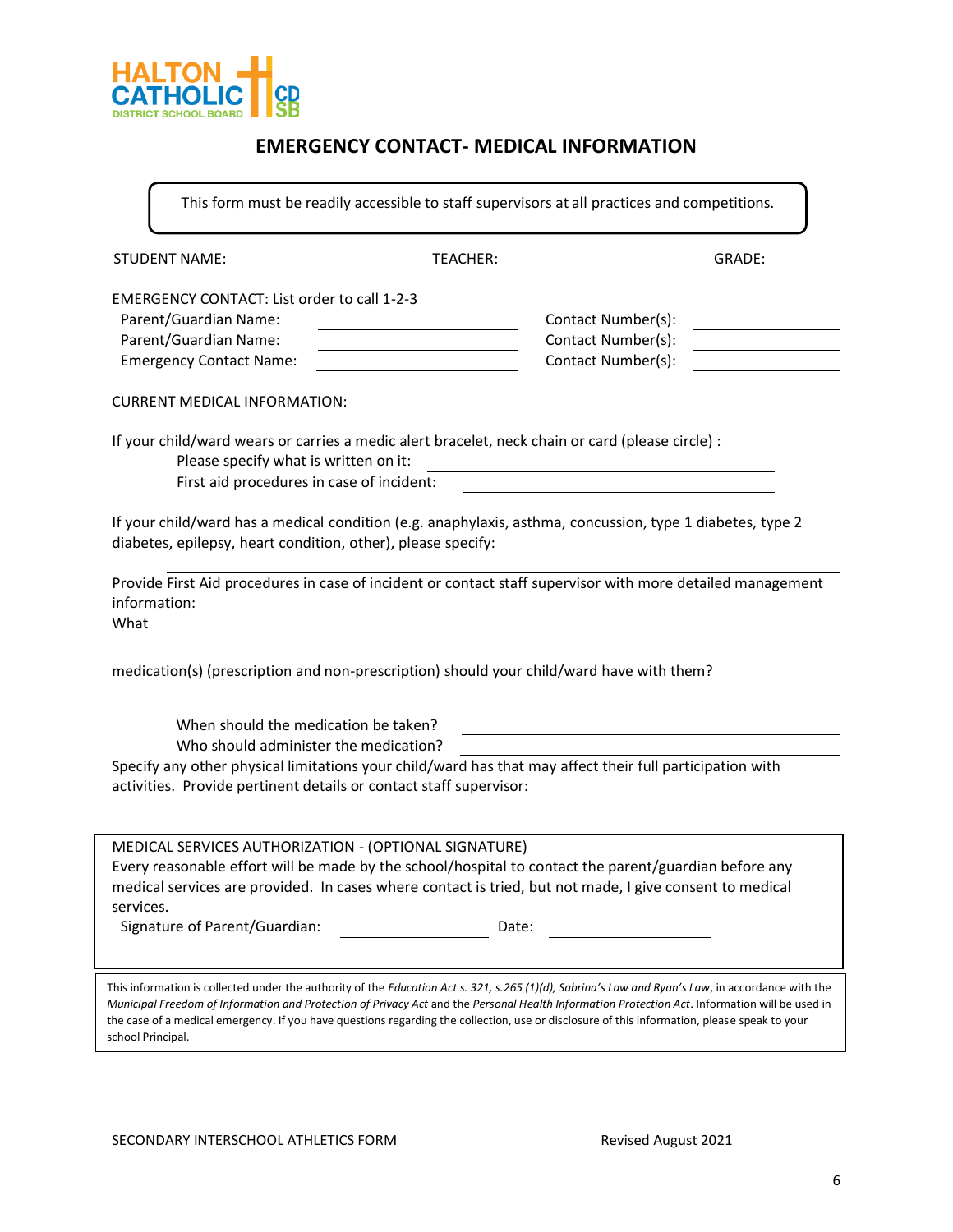HALTON CATHOLIC DISTRICT SCHOOL BOARD

# EMERGENCY CONTACT- MEDICAL INFORMATION

This form must be readily accessible to staff supervisors at all practices and competitions.

STUDENT NAME: ____________ TEACHER: ____________ GRADE: ______

EMERGENCY CONTACT: List order to call 1-2-3

Parent/Guardian Name: ____________ Contact Number(s): ____________

Parent/Guardian Name: ____________ Contact Number(s): ____________

Emergency Contact Name: ____________ Contact Number(s): ____________

CURRENT MEDICAL INFORMATION:

If your child/ward wears or carries a medic alert bracelet, neck chain or card (please circle) :

Please specify what is written on it: ____________

First aid procedures in case of incident: ____________

If your child/ward has a medical condition (e.g. anaphylaxis, asthma, concussion, type 1 diabetes, type 2 diabetes, epilepsy, heart condition, other), please specify:

____________

Provide First Aid procedures in case of incident or contact staff supervisor with more detailed management information:

What ____________

medication(s) (prescription and non-prescription) should your child/ward have with them?

____________

When should the medication be taken? ____________

Who should administer the medication? ____________

Specify any other physical limitations your child/ward has that may affect their full participation with activities. Provide pertinent details or contact staff supervisor:

____________

MEDICAL SERVICES AUTHORIZATION - (OPTIONAL SIGNATURE)

Every reasonable effort will be made by the school/hospital to contact the parent/guardian before any medical services are provided. In cases where contact is tried, but not made, I give consent to medical services.

Signature of Parent/Guardian: ____________ Date: ____________

This information is collected under the authority of the *Education Act s. 321, s.265 (1)(d), Sabrina's Law and Ryan's Law*, in accordance with the *Municipal Freedom of Information and Protection of Privacy Act* and the *Personal Health Information Protection Act*. Information will be used in the case of a medical emergency. If you have questions regarding the collection, use or disclosure of this information, please speak to your school Principal.

SECONDARY INTERSCHOOL ATHLETICS FORM Revised August 2021